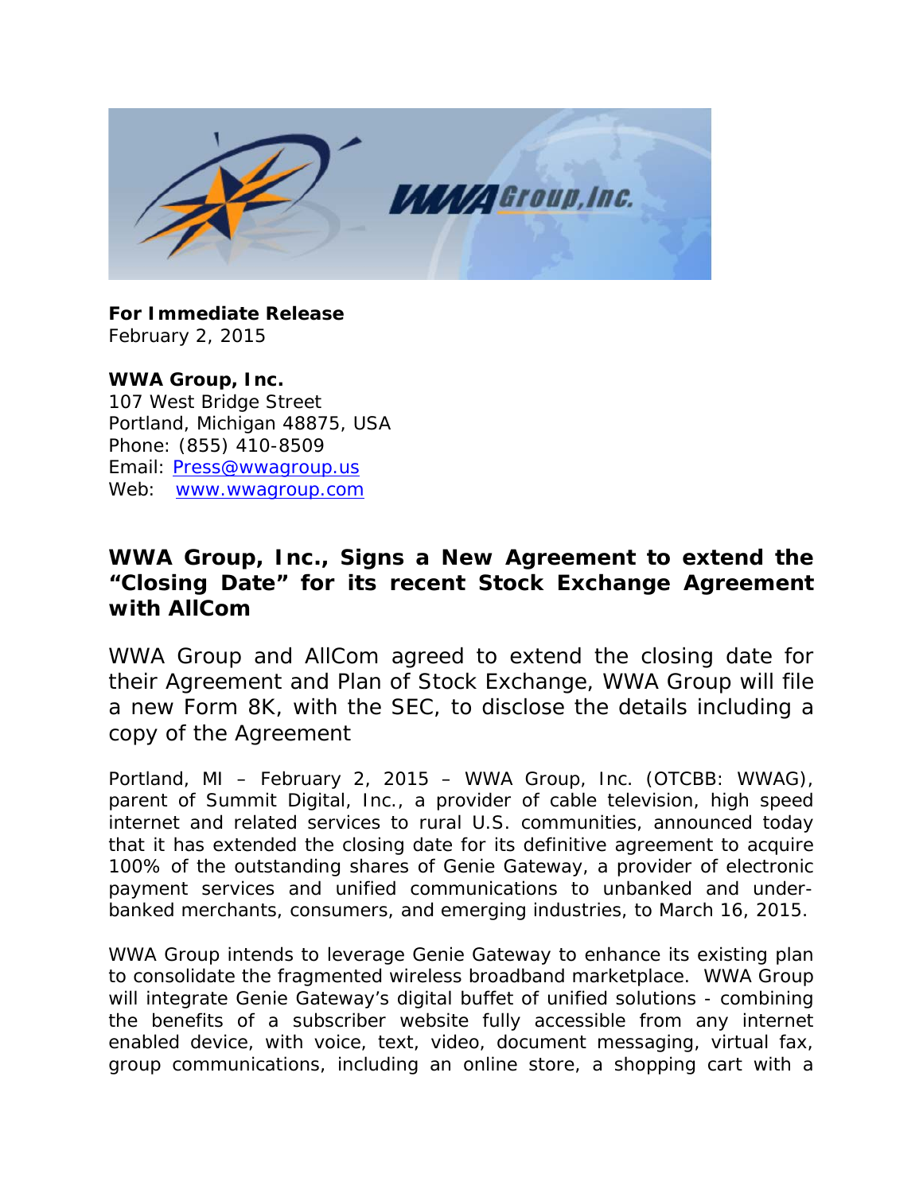**For Immediate Release**
February 2, 2015

**WWA Group, Inc.**
107 West Bridge Street
Portland, Michigan 48875, USA
Phone: (855) 410-8509
Email: Press@wwagroup.us
Web: www.wwagroup.com

## WWA Group, Inc., Signs a New Agreement to extend the "Closing Date" for its recent Stock Exchange Agreement with AllCom

WWA Group and AllCom agreed to extend the closing date for their Agreement and Plan of Stock Exchange, WWA Group will file a new Form 8K, with the SEC, to disclose the details including a copy of the Agreement

Portland, MI – February 2, 2015 – WWA Group, Inc. (OTCBB: WWAG), parent of Summit Digital, Inc., a provider of cable television, high speed internet and related services to rural U.S. communities, announced today that it has extended the closing date for its definitive agreement to acquire 100% of the outstanding shares of Genie Gateway, a provider of electronic payment services and unified communications to unbanked and under-banked merchants, consumers, and emerging industries, to March 16, 2015.

WWA Group intends to leverage Genie Gateway to enhance its existing plan to consolidate the fragmented wireless broadband marketplace. WWA Group will integrate Genie Gateway's digital buffet of unified solutions - combining the benefits of a subscriber website fully accessible from any internet enabled device, with voice, text, video, document messaging, virtual fax, group communications, including an online store, a shopping cart with a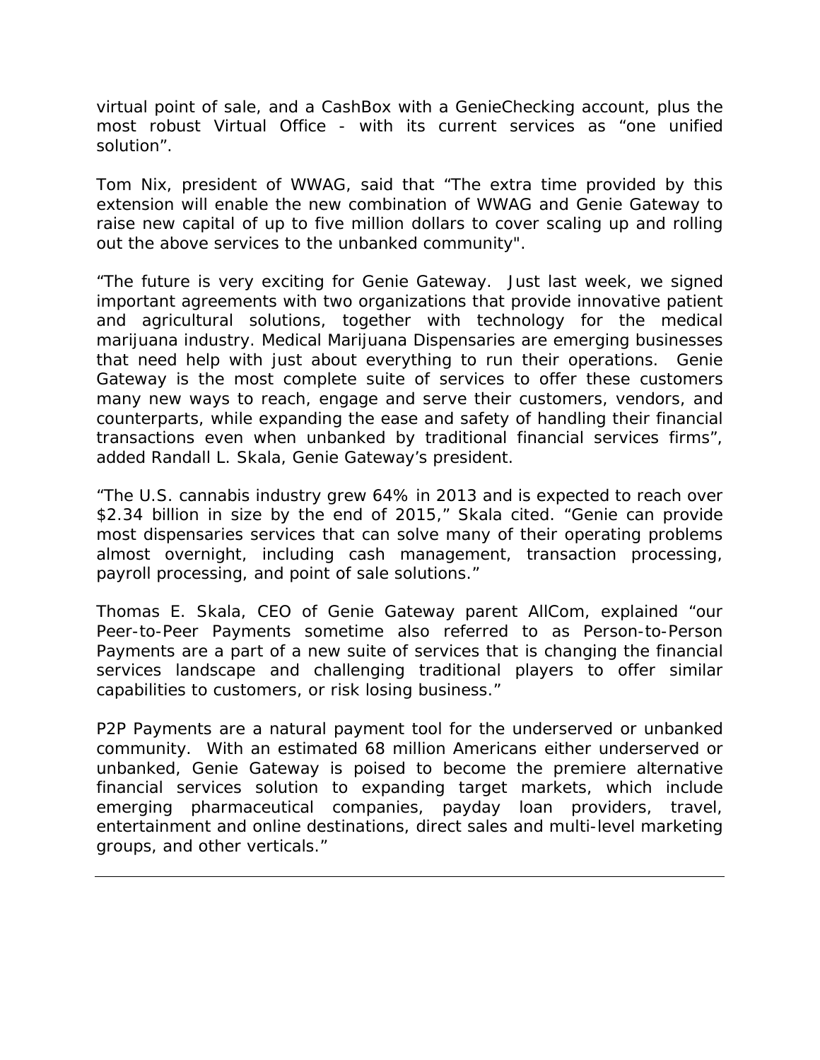virtual point of sale, and a CashBox with a GenieChecking account, plus the most robust Virtual Office - with its current services as “one unified solution”.

Tom Nix, president of WWAG, said that “The extra time provided by this extension will enable the new combination of WWAG and Genie Gateway to raise new capital of up to five million dollars to cover scaling up and rolling out the above services to the unbanked community".

“The future is very exciting for Genie Gateway. Just last week, we signed important agreements with two organizations that provide innovative patient and agricultural solutions, together with technology for the medical marijuana industry. Medical Marijuana Dispensaries are emerging businesses that need help with just about everything to run their operations. Genie Gateway is the most complete suite of services to offer these customers many new ways to reach, engage and serve their customers, vendors, and counterparts, while expanding the ease and safety of handling their financial transactions even when unbanked by traditional financial services firms”, added Randall L. Skala, Genie Gateway’s president.

“The U.S. cannabis industry grew 64% in 2013 and is expected to reach over $2.34 billion in size by the end of 2015,” Skala cited. “Genie can provide most dispensaries services that can solve many of their operating problems almost overnight, including cash management, transaction processing, payroll processing, and point of sale solutions.”

Thomas E. Skala, CEO of Genie Gateway parent AllCom, explained “our Peer-to-Peer Payments sometime also referred to as Person-to-Person Payments are a part of a new suite of services that is changing the financial services landscape and challenging traditional players to offer similar capabilities to customers, or risk losing business.”

P2P Payments are a natural payment tool for the underserved or unbanked community. With an estimated 68 million Americans either underserved or unbanked, Genie Gateway is poised to become the premiere alternative financial services solution to expanding target markets, which include emerging pharmaceutical companies, payday loan providers, travel, entertainment and online destinations, direct sales and multi-level marketing groups, and other verticals.”

---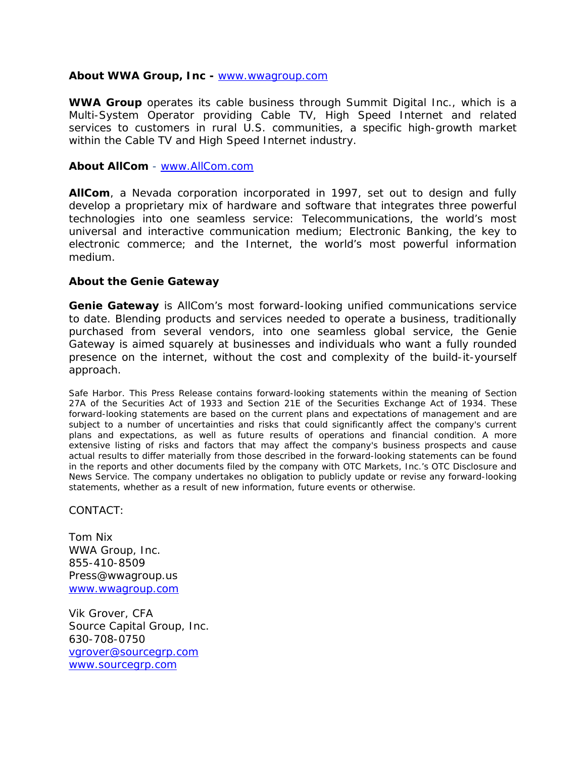**About WWA Group, Inc -** www.wwagroup.com

**WWA Group** operates its cable business through Summit Digital Inc., which is a Multi-System Operator providing Cable TV, High Speed Internet and related services to customers in rural U.S. communities, a specific high-growth market within the Cable TV and High Speed Internet industry.

**About AllCom** - www.AllCom.com

**AllCom**, a Nevada corporation incorporated in 1997, set out to design and fully develop a proprietary mix of hardware and software that integrates three powerful technologies into one seamless service: Telecommunications, the world's most universal and interactive communication medium; Electronic Banking, the key to electronic commerce; and the Internet, the world's most powerful information medium.

**About the Genie Gateway**

**Genie Gateway** is AllCom's most forward-looking unified communications service to date. Blending products and services needed to operate a business, traditionally purchased from several vendors, into one seamless global service, the Genie Gateway is aimed squarely at businesses and individuals who want a fully rounded presence on the internet, without the cost and complexity of the build-it-yourself approach.

Safe Harbor. This Press Release contains forward-looking statements within the meaning of Section 27A of the Securities Act of 1933 and Section 21E of the Securities Exchange Act of 1934. These forward-looking statements are based on the current plans and expectations of management and are subject to a number of uncertainties and risks that could significantly affect the company's current plans and expectations, as well as future results of operations and financial condition. A more extensive listing of risks and factors that may affect the company's business prospects and cause actual results to differ materially from those described in the forward-looking statements can be found in the reports and other documents filed by the company with OTC Markets, Inc.'s OTC Disclosure and News Service. The company undertakes no obligation to publicly update or revise any forward-looking statements, whether as a result of new information, future events or otherwise.

CONTACT:

Tom Nix
WWA Group, Inc.
855-410-8509
Press@wwagroup.us
www.wwagroup.com

Vik Grover, CFA
Source Capital Group, Inc.
630-708-0750
vgrover@sourcegrp.com
www.sourcegrp.com